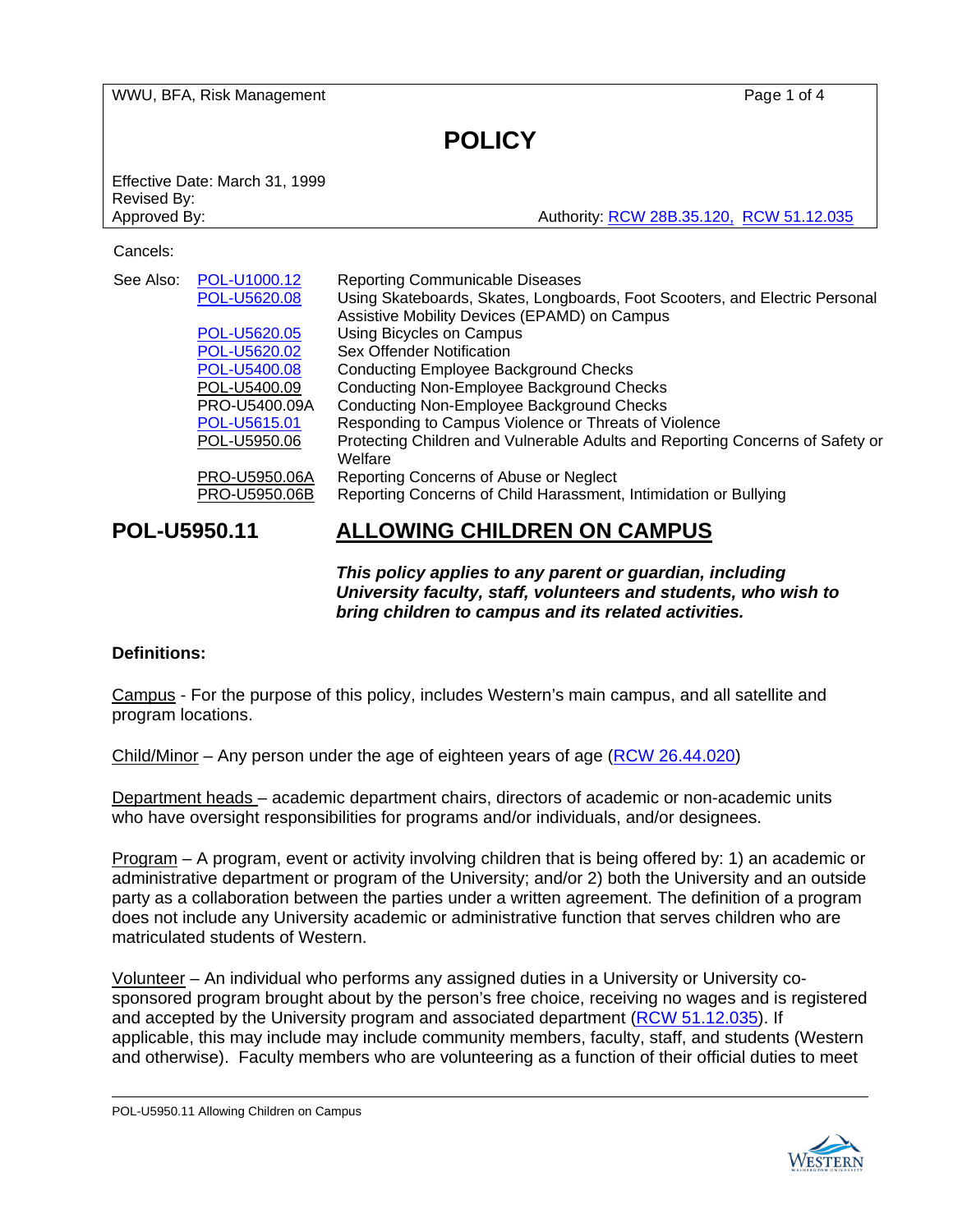WWU, BFA, Risk Management

# POLICY

Effective Date: March 31, 1999
Revised By:
Approved By: Authority: RCW 28B.35.120, RCW 51.12.035

Cancels:

| See Also: | | |
|---|---|---|
| | POL-U1000.12 | Reporting Communicable Diseases |
| | POL-U5620.08 | Using Skateboards, Skates, Longboards, Foot Scooters, and Electric Personal Assistive Mobility Devices (EPAMD) on Campus |
| | POL-U5620.05 | Using Bicycles on Campus |
| | POL-U5620.02 | Sex Offender Notification |
| | POL-U5400.08 | Conducting Employee Background Checks |
| | POL-U5400.09 | Conducting Non-Employee Background Checks |
| | PRO-U5400.09A | Conducting Non-Employee Background Checks |
| | POL-U5615.01 | Responding to Campus Violence or Threats of Violence |
| | POL-U5950.06 | Protecting Children and Vulnerable Adults and Reporting Concerns of Safety or Welfare |
| | PRO-U5950.06A | Reporting Concerns of Abuse or Neglect |
| | PRO-U5950.06B | Reporting Concerns of Child Harassment, Intimidation or Bullying |

## POL-U5950.11 ALLOWING CHILDREN ON CAMPUS

***This policy applies to any parent or guardian, including University faculty, staff, volunteers and students, who wish to bring children to campus and its related activities.***

**Definitions:**

Campus - For the purpose of this policy, includes Western's main campus, and all satellite and program locations.

Child/Minor – Any person under the age of eighteen years of age (RCW 26.44.020)

Department heads – academic department chairs, directors of academic or non-academic units who have oversight responsibilities for programs and/or individuals, and/or designees.

Program – A program, event or activity involving children that is being offered by: 1) an academic or administrative department or program of the University; and/or 2) both the University and an outside party as a collaboration between the parties under a written agreement. The definition of a program does not include any University academic or administrative function that serves children who are matriculated students of Western.

Volunteer – An individual who performs any assigned duties in a University or University co-sponsored program brought about by the person's free choice, receiving no wages and is registered and accepted by the University program and associated department (RCW 51.12.035). If applicable, this may include may include community members, faculty, staff, and students (Western and otherwise). Faculty members who are volunteering as a function of their official duties to meet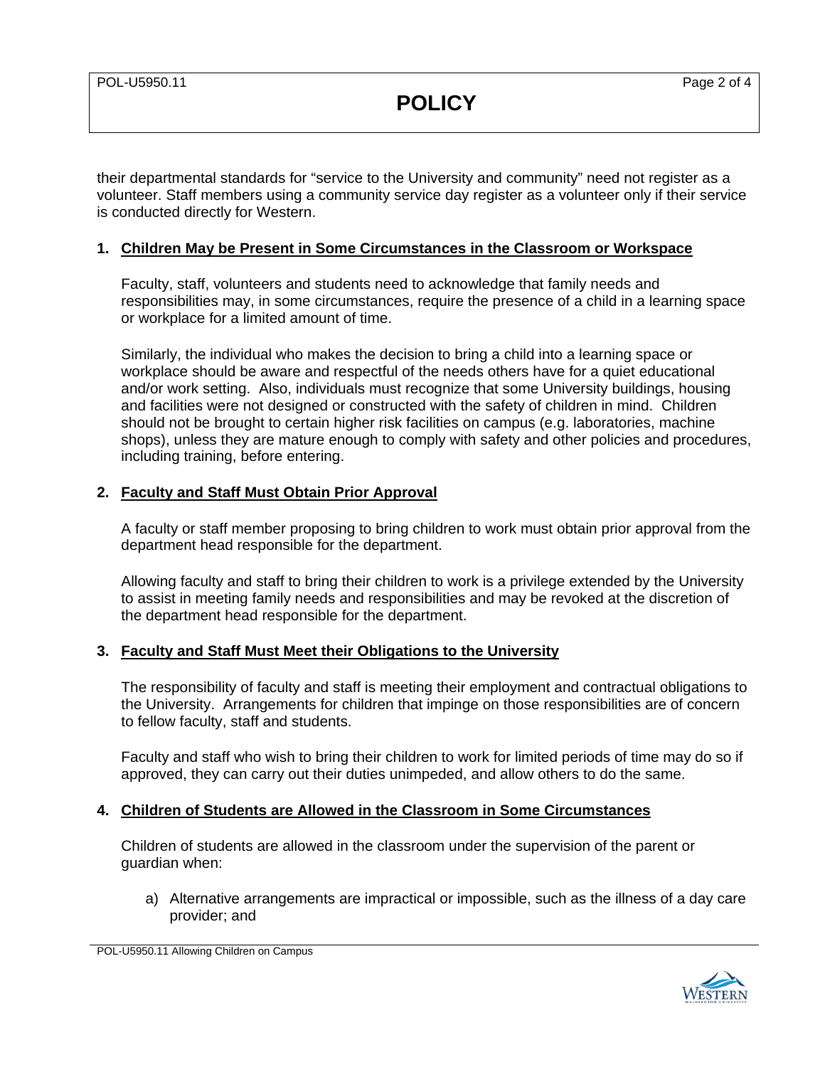their departmental standards for "service to the University and community" need not register as a volunteer. Staff members using a community service day register as a volunteer only if their service is conducted directly for Western.

**1. Children May be Present in Some Circumstances in the Classroom or Workspace**

Faculty, staff, volunteers and students need to acknowledge that family needs and responsibilities may, in some circumstances, require the presence of a child in a learning space or workplace for a limited amount of time.

Similarly, the individual who makes the decision to bring a child into a learning space or workplace should be aware and respectful of the needs others have for a quiet educational and/or work setting. Also, individuals must recognize that some University buildings, housing and facilities were not designed or constructed with the safety of children in mind. Children should not be brought to certain higher risk facilities on campus (e.g. laboratories, machine shops), unless they are mature enough to comply with safety and other policies and procedures, including training, before entering.

**2. Faculty and Staff Must Obtain Prior Approval**

A faculty or staff member proposing to bring children to work must obtain prior approval from the department head responsible for the department.

Allowing faculty and staff to bring their children to work is a privilege extended by the University to assist in meeting family needs and responsibilities and may be revoked at the discretion of the department head responsible for the department.

**3. Faculty and Staff Must Meet their Obligations to the University**

The responsibility of faculty and staff is meeting their employment and contractual obligations to the University. Arrangements for children that impinge on those responsibilities are of concern to fellow faculty, staff and students.

Faculty and staff who wish to bring their children to work for limited periods of time may do so if approved, they can carry out their duties unimpeded, and allow others to do the same.

**4. Children of Students are Allowed in the Classroom in Some Circumstances**

Children of students are allowed in the classroom under the supervision of the parent or guardian when:

a) Alternative arrangements are impractical or impossible, such as the illness of a day care provider; and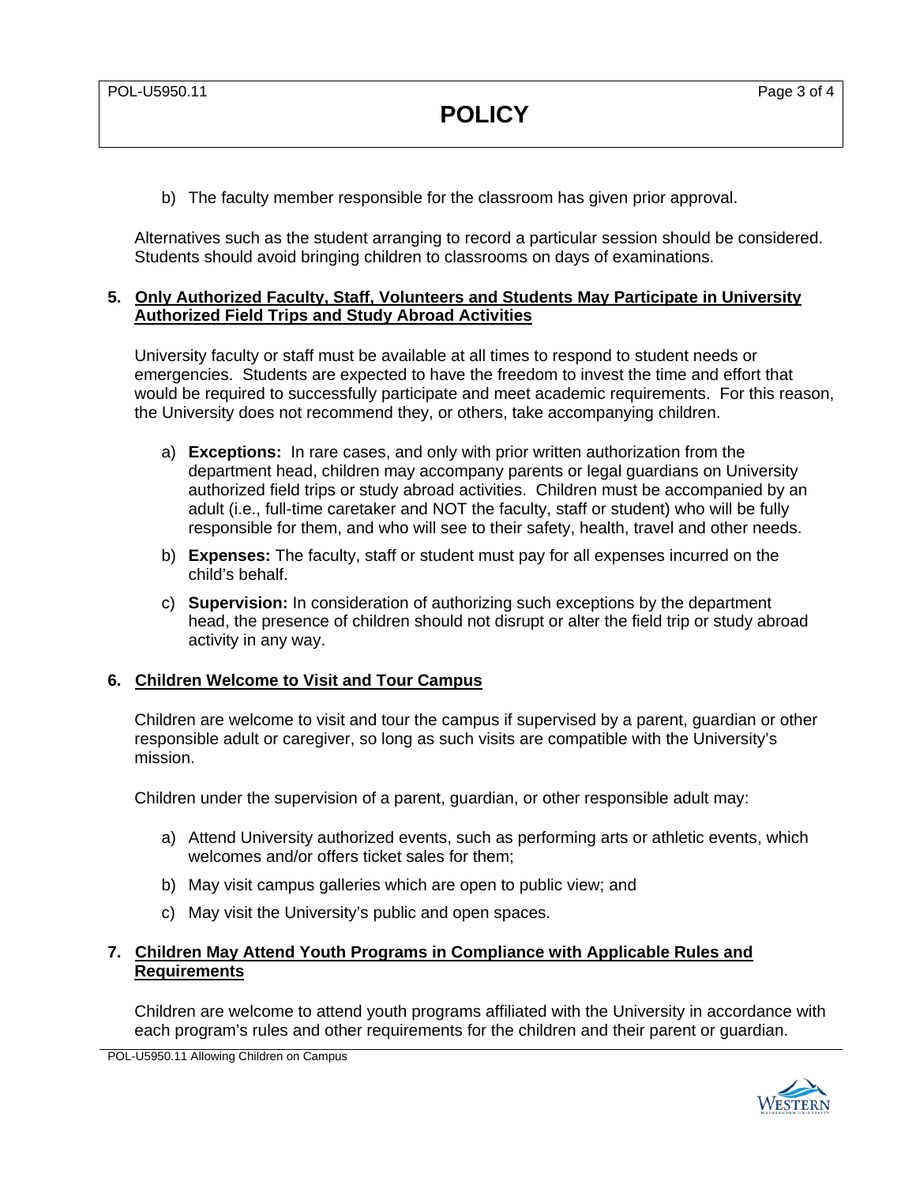b) The faculty member responsible for the classroom has given prior approval.

Alternatives such as the student arranging to record a particular session should be considered. Students should avoid bringing children to classrooms on days of examinations.

## 5. Only Authorized Faculty, Staff, Volunteers and Students May Participate in University Authorized Field Trips and Study Abroad Activities

University faculty or staff must be available at all times to respond to student needs or emergencies. Students are expected to have the freedom to invest the time and effort that would be required to successfully participate and meet academic requirements. For this reason, the University does not recommend they, or others, take accompanying children.

a) **Exceptions:** In rare cases, and only with prior written authorization from the department head, children may accompany parents or legal guardians on University authorized field trips or study abroad activities. Children must be accompanied by an adult (i.e., full-time caretaker and NOT the faculty, staff or student) who will be fully responsible for them, and who will see to their safety, health, travel and other needs.

b) **Expenses:** The faculty, staff or student must pay for all expenses incurred on the child's behalf.

c) **Supervision:** In consideration of authorizing such exceptions by the department head, the presence of children should not disrupt or alter the field trip or study abroad activity in any way.

## 6. Children Welcome to Visit and Tour Campus

Children are welcome to visit and tour the campus if supervised by a parent, guardian or other responsible adult or caregiver, so long as such visits are compatible with the University's mission.

Children under the supervision of a parent, guardian, or other responsible adult may:

a) Attend University authorized events, such as performing arts or athletic events, which welcomes and/or offers ticket sales for them;

b) May visit campus galleries which are open to public view; and

c) May visit the University's public and open spaces.

## 7. Children May Attend Youth Programs in Compliance with Applicable Rules and Requirements

Children are welcome to attend youth programs affiliated with the University in accordance with each program's rules and other requirements for the children and their parent or guardian.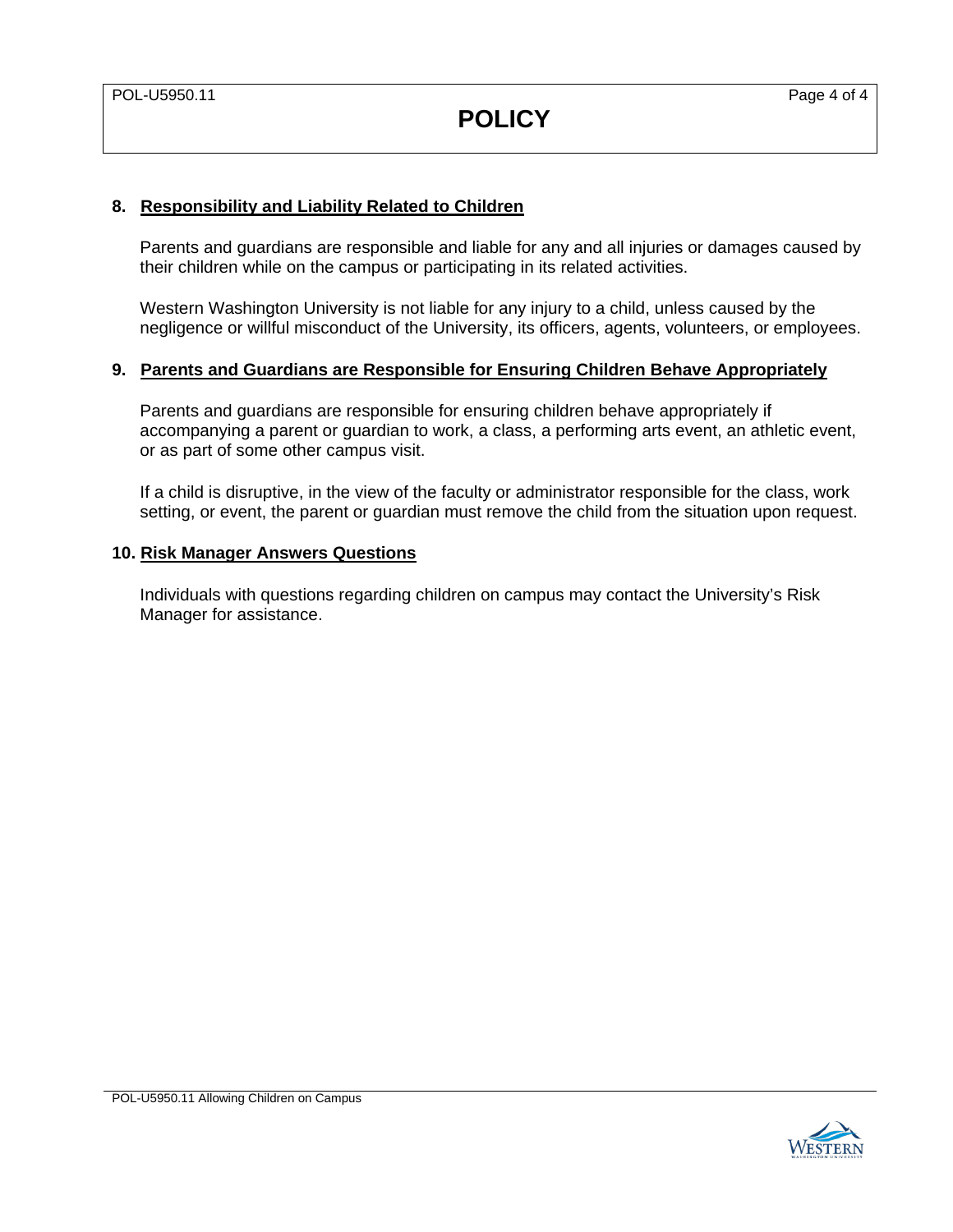## 8. Responsibility and Liability Related to Children

Parents and guardians are responsible and liable for any and all injuries or damages caused by their children while on the campus or participating in its related activities.

Western Washington University is not liable for any injury to a child, unless caused by the negligence or willful misconduct of the University, its officers, agents, volunteers, or employees.

## 9. Parents and Guardians are Responsible for Ensuring Children Behave Appropriately

Parents and guardians are responsible for ensuring children behave appropriately if accompanying a parent or guardian to work, a class, a performing arts event, an athletic event, or as part of some other campus visit.

If a child is disruptive, in the view of the faculty or administrator responsible for the class, work setting, or event, the parent or guardian must remove the child from the situation upon request.

## 10. Risk Manager Answers Questions

Individuals with questions regarding children on campus may contact the University's Risk Manager for assistance.